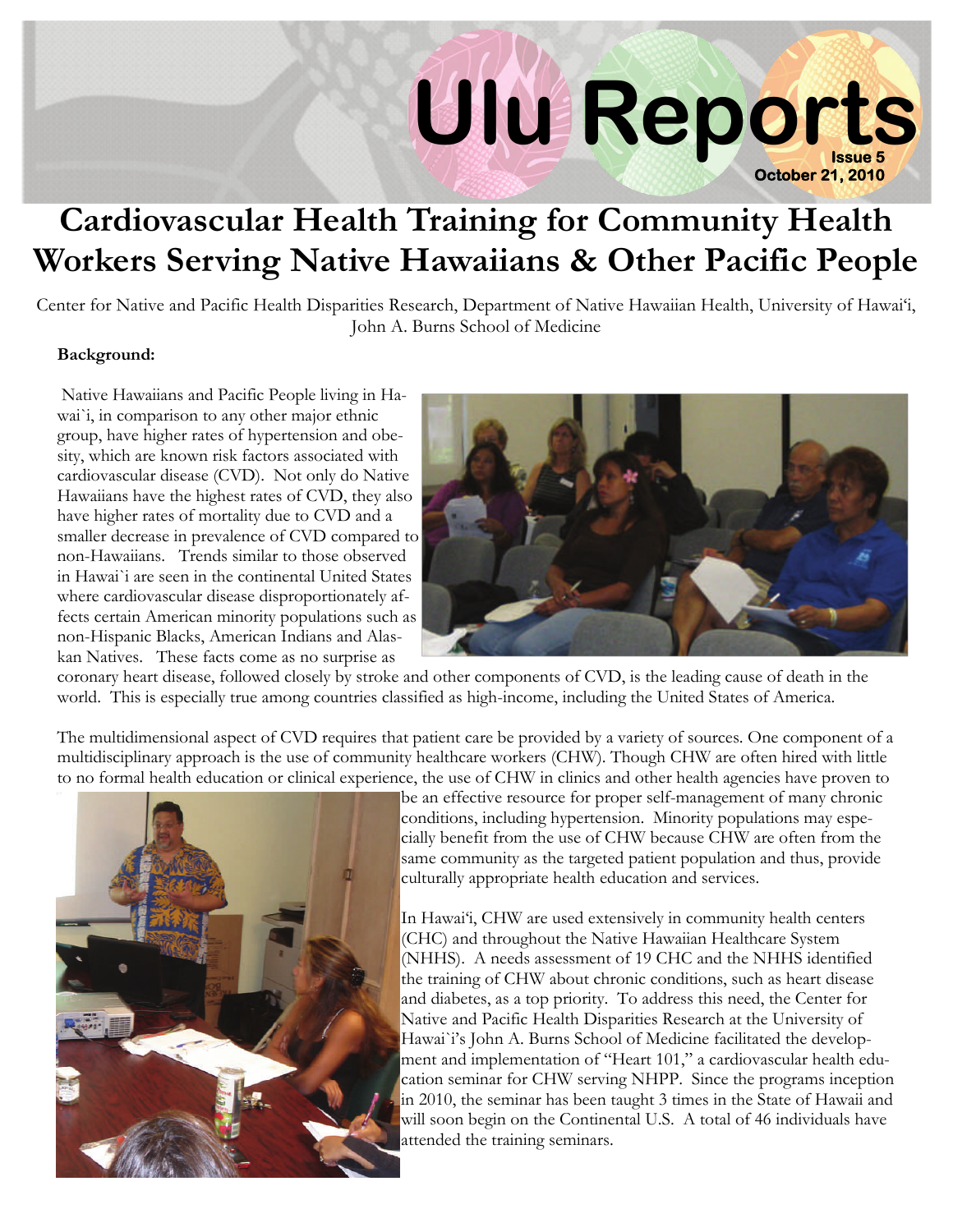# Ulu Reports

**Issue 5**
**October 21, 2010**

# Cardiovascular Health Training for Community Health Workers Serving Native Hawaiians & Other Pacific People

Center for Native and Pacific Health Disparities Research, Department of Native Hawaiian Health, University of Hawai'i, John A. Burns School of Medicine

**Background:**

Native Hawaiians and Pacific People living in Hawai`i, in comparison to any other major ethnic group, have higher rates of hypertension and obesity, which are known risk factors associated with cardiovascular disease (CVD). Not only do Native Hawaiians have the highest rates of CVD, they also have higher rates of mortality due to CVD and a smaller decrease in prevalence of CVD compared to non-Hawaiians. Trends similar to those observed in Hawai`i are seen in the continental United States where cardiovascular disease disproportionately affects certain American minority populations such as non-Hispanic Blacks, American Indians and Alaskan Natives. These facts come as no surprise as coronary heart disease, followed closely by stroke and other components of CVD, is the leading cause of death in the world. This is especially true among countries classified as high-income, including the United States of America.

The multidimensional aspect of CVD requires that patient care be provided by a variety of sources. One component of a multidisciplinary approach is the use of community healthcare workers (CHW). Though CHW are often hired with little to no formal health education or clinical experience, the use of CHW in clinics and other health agencies have proven to be an effective resource for proper self-management of many chronic conditions, including hypertension. Minority populations may especially benefit from the use of CHW because CHW are often from the same community as the targeted patient population and thus, provide culturally appropriate health education and services.

In Hawai'i, CHW are used extensively in community health centers (CHC) and throughout the Native Hawaiian Healthcare System (NHHS). A needs assessment of 19 CHC and the NHHS identified the training of CHW about chronic conditions, such as heart disease and diabetes, as a top priority. To address this need, the Center for Native and Pacific Health Disparities Research at the University of Hawai`i's John A. Burns School of Medicine facilitated the development and implementation of "Heart 101," a cardiovascular health education seminar for CHW serving NHPP. Since the programs inception in 2010, the seminar has been taught 3 times in the State of Hawaii and will soon begin on the Continental U.S. A total of 46 individuals have attended the training seminars.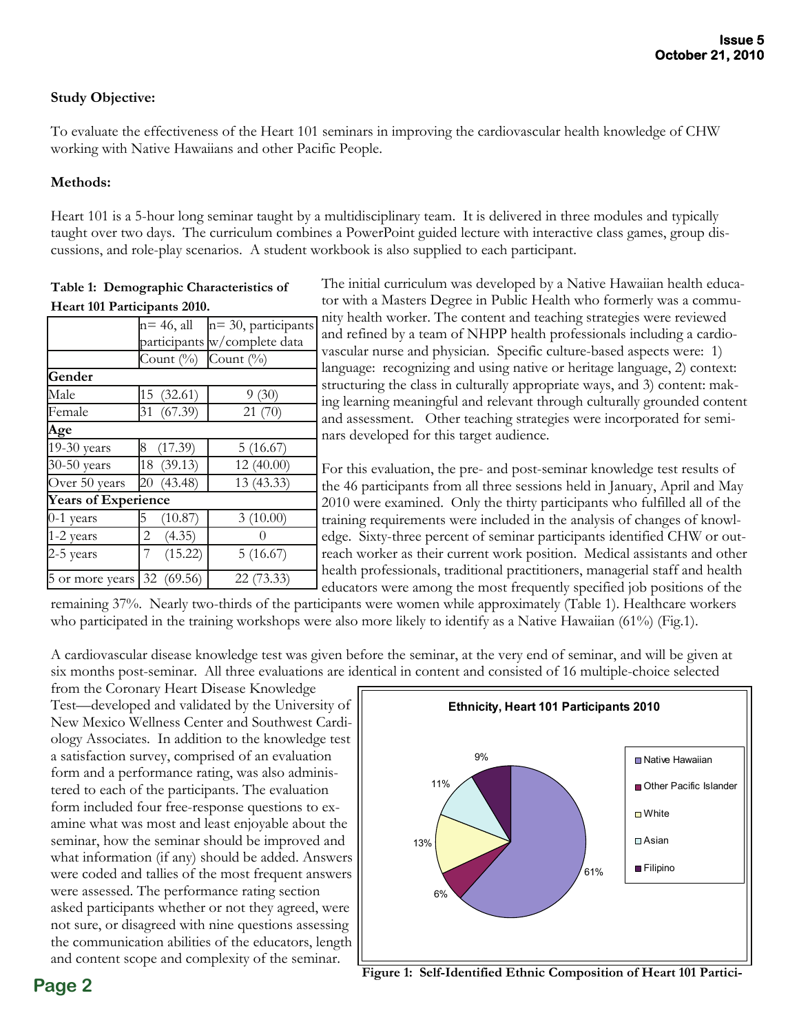**Study Objective:**

To evaluate the effectiveness of the Heart 101 seminars in improving the cardiovascular health knowledge of CHW working with Native Hawaiians and other Pacific People.

**Methods:**

Heart 101 is a 5-hour long seminar taught by a multidisciplinary team. It is delivered in three modules and typically taught over two days. The curriculum combines a PowerPoint guided lecture with interactive class games, group discussions, and role-play scenarios. A student workbook is also supplied to each participant.

**Table 1: Demographic Characteristics of Heart 101 Participants 2010.**

| | n= 46, all participants | n= 30, participants w/complete data |
|---|---|---|
| | Count (%) | Count (%) |
| **Gender** | | |
| Male | 15 (32.61) | 9 (30) |
| Female | 31 (67.39) | 21 (70) |
| **Age** | | |
| 19-30 years | 8 (17.39) | 5 (16.67) |
| 30-50 years | 18 (39.13) | 12 (40.00) |
| Over 50 years | 20 (43.48) | 13 (43.33) |
| **Years of Experience** | | |
| 0-1 years | 5 (10.87) | 3 (10.00) |
| 1-2 years | 2 (4.35) | 0 |
| 2-5 years | 7 (15.22) | 5 (16.67) |
| 5 or more years | 32 (69.56) | 22 (73.33) |

The initial curriculum was developed by a Native Hawaiian health educator with a Masters Degree in Public Health who formerly was a community health worker. The content and teaching strategies were reviewed and refined by a team of NHPP health professionals including a cardiovascular nurse and physician. Specific culture-based aspects were: 1) language: recognizing and using native or heritage language, 2) context: structuring the class in culturally appropriate ways, and 3) content: making learning meaningful and relevant through culturally grounded content and assessment. Other teaching strategies were incorporated for seminars developed for this target audience.

For this evaluation, the pre- and post-seminar knowledge test results of the 46 participants from all three sessions held in January, April and May 2010 were examined. Only the thirty participants who fulfilled all of the training requirements were included in the analysis of changes of knowledge. Sixty-three percent of seminar participants identified CHW or outreach worker as their current work position. Medical assistants and other health professionals, traditional practitioners, managerial staff and health educators were among the most frequently specified job positions of the remaining 37%. Nearly two-thirds of the participants were women while approximately (Table 1). Healthcare workers who participated in the training workshops were also more likely to identify as a Native Hawaiian (61%) (Fig.1).

A cardiovascular disease knowledge test was given before the seminar, at the very end of seminar, and will be given at six months post-seminar. All three evaluations are identical in content and consisted of 16 multiple-choice selected from the Coronary Heart Disease Knowledge Test—developed and validated by the University of New Mexico Wellness Center and Southwest Cardiology Associates. In addition to the knowledge test a satisfaction survey, comprised of an evaluation form and a performance rating, was also administered to each of the participants. The evaluation form included four free-response questions to examine what was most and least enjoyable about the seminar, how the seminar should be improved and what information (if any) should be added. Answers were coded and tallies of the most frequent answers were assessed. The performance rating section asked participants whether or not they agreed, were not sure, or disagreed with nine questions assessing the communication abilities of the educators, length and content scope and complexity of the seminar.

**Ethnicity, Heart 101 Participants 2010**

| Ethnicity | % |
|---|---|
| Native Hawaiian | 61% |
| Other Pacific Islander | 6% |
| White | 13% |
| Asian | 11% |
| Filipino | 9% |

**Figure 1: Self-Identified Ethnic Composition of Heart 101 Partici-**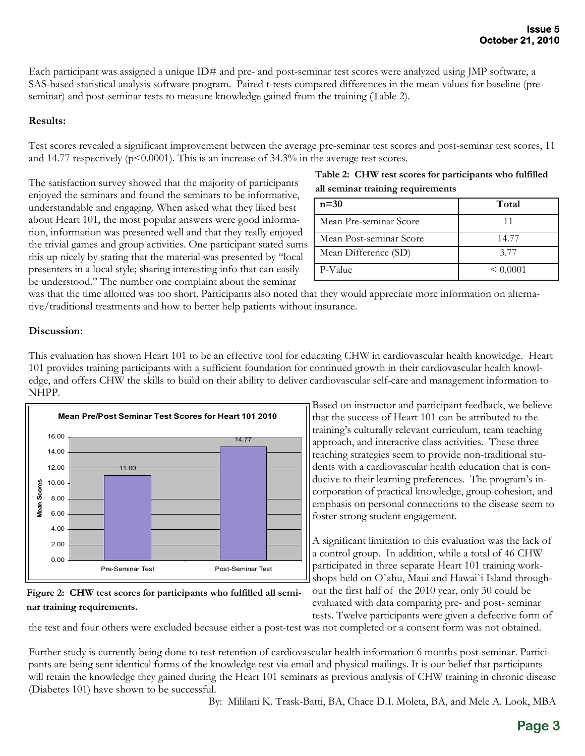Each participant was assigned a unique ID# and pre- and post-seminar test scores were analyzed using JMP software, a SAS-based statistical analysis software program. Paired t-tests compared differences in the mean values for baseline (pre-seminar) and post-seminar tests to measure knowledge gained from the training (Table 2).

**Results:**

Test scores revealed a significant improvement between the average pre-seminar test scores and post-seminar test scores, 11 and 14.77 respectively ($p<0.0001$). This is an increase of 34.3% in the average test scores.

The satisfaction survey showed that the majority of participants enjoyed the seminars and found the seminars to be informative, understandable and engaging. When asked what they liked best about Heart 101, the most popular answers were good information, information was presented well and that they really enjoyed the trivial games and group activities. One participant stated sums this up nicely by stating that the material was presented by "local presenters in a local style; sharing interesting info that can easily be understood." The number one complaint about the seminar was that the time allotted was too short. Participants also noted that they would appreciate more information on alternative/traditional treatments and how to better help patients without insurance.

**Table 2: CHW test scores for participants who fulfilled all seminar training requirements**

| n=30 | Total |
| --- | --- |
| Mean Pre-seminar Score | 11 |
| Mean Post-seminar Score | 14.77 |
| Mean Difference (SD) | 3.77 |
| P-Value | < 0.0001 |

**Discussion:**

This evaluation has shown Heart 101 to be an effective tool for educating CHW in cardiovascular health knowledge. Heart 101 provides training participants with a sufficient foundation for continued growth in their cardiovascular health knowledge, and offers CHW the skills to build on their ability to deliver cardiovascular self-care and management information to NHPP.

**Mean Pre/Post Seminar Test Scores for Heart 101 2010**

| | Mean Scores |
| --- | --- |
| Pre-Seminar Test | 11.00 |
| Post-Seminar Test | 14.77 |

**Figure 2: CHW test scores for participants who fulfilled all seminar training requirements.**

Based on instructor and participant feedback, we believe that the success of Heart 101 can be attributed to the training's culturally relevant curriculum, team teaching approach, and interactive class activities. These three teaching strategies seem to provide non-traditional students with a cardiovascular health education that is conducive to their learning preferences. The program's incorporation of practical knowledge, group cohesion, and emphasis on personal connections to the disease seem to foster strong student engagement.

A significant limitation to this evaluation was the lack of a control group. In addition, while a total of 46 CHW participated in three separate Heart 101 training workshops held on O`ahu, Maui and Hawai`i Island throughout the first half of the 2010 year, only 30 could be evaluated with data comparing pre- and post- seminar tests. Twelve participants were given a defective form of the test and four others were excluded because either a post-test was not completed or a consent form was not obtained.

Further study is currently being done to test retention of cardiovascular health information 6 months post-seminar. Participants are being sent identical forms of the knowledge test via email and physical mailings. It is our belief that participants will retain the knowledge they gained during the Heart 101 seminars as previous analysis of CHW training in chronic disease (Diabetes 101) have shown to be successful.

By: Mililani K. Trask-Batti, BA, Chace D.I. Moleta, BA, and Mele A. Look, MBA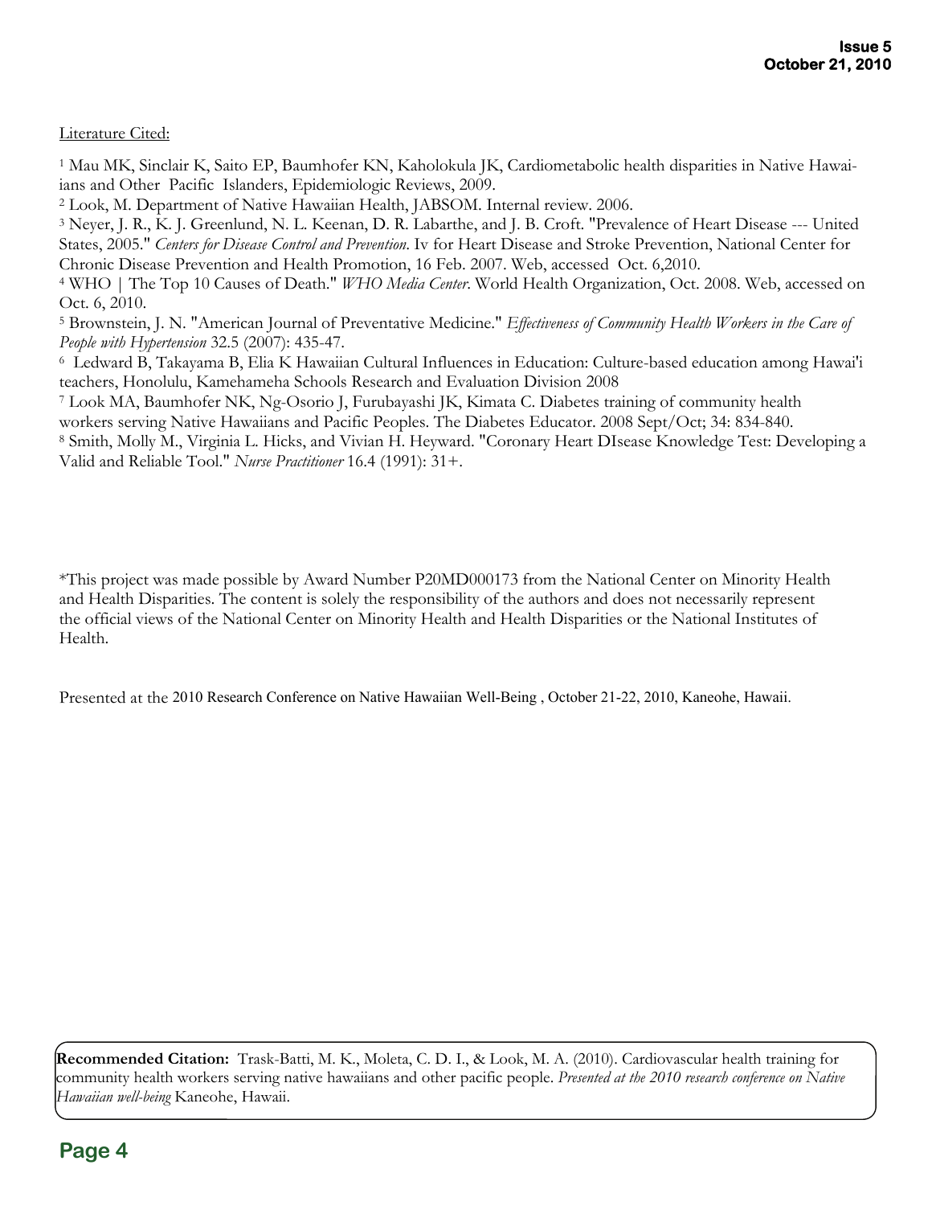Literature Cited:

[1] Mau MK, Sinclair K, Saito EP, Baumhofer KN, Kaholokula JK, Cardiometabolic health disparities in Native Hawaiians and Other Pacific Islanders, Epidemiologic Reviews, 2009.

[2] Look, M. Department of Native Hawaiian Health, JABSOM. Internal review. 2006.

[3] Neyer, J. R., K. J. Greenlund, N. L. Keenan, D. R. Labarthe, and J. B. Croft. "Prevalence of Heart Disease --- United States, 2005." *Centers for Disease Control and Prevention*. Iv for Heart Disease and Stroke Prevention, National Center for Chronic Disease Prevention and Health Promotion, 16 Feb. 2007. Web, accessed Oct. 6,2010.

[4] WHO | The Top 10 Causes of Death." *WHO Media Center*. World Health Organization, Oct. 2008. Web, accessed on Oct. 6, 2010.

[5] Brownstein, J. N. "American Journal of Preventative Medicine." *Effectiveness of Community Health Workers in the Care of People with Hypertension* 32.5 (2007): 435-47.

[6] Ledward B, Takayama B, Elia K Hawaiian Cultural Influences in Education: Culture-based education among Hawai'i teachers, Honolulu, Kamehameha Schools Research and Evaluation Division 2008

[7] Look MA, Baumhofer NK, Ng-Osorio J, Furubayashi JK, Kimata C. Diabetes training of community health workers serving Native Hawaiians and Pacific Peoples. The Diabetes Educator. 2008 Sept/Oct; 34: 834-840.

[8] Smith, Molly M., Virginia L. Hicks, and Vivian H. Heyward. "Coronary Heart DIsease Knowledge Test: Developing a Valid and Reliable Tool." *Nurse Practitioner* 16.4 (1991): 31+.

*This project was made possible by Award Number P20MD000173 from the National Center on Minority Health and Health Disparities. The content is solely the responsibility of the authors and does not necessarily represent the official views of the National Center on Minority Health and Health Disparities or the National Institutes of Health.

Presented at the 2010 Research Conference on Native Hawaiian Well-Being , October 21-22, 2010, Kaneohe, Hawaii.

**Recommended Citation:** Trask-Batti, M. K., Moleta, C. D. I., & Look, M. A. (2010). Cardiovascular health training for community health workers serving native hawaiians and other pacific people. *Presented at the 2010 research conference on Native Hawaiian well-being* Kaneohe, Hawaii.